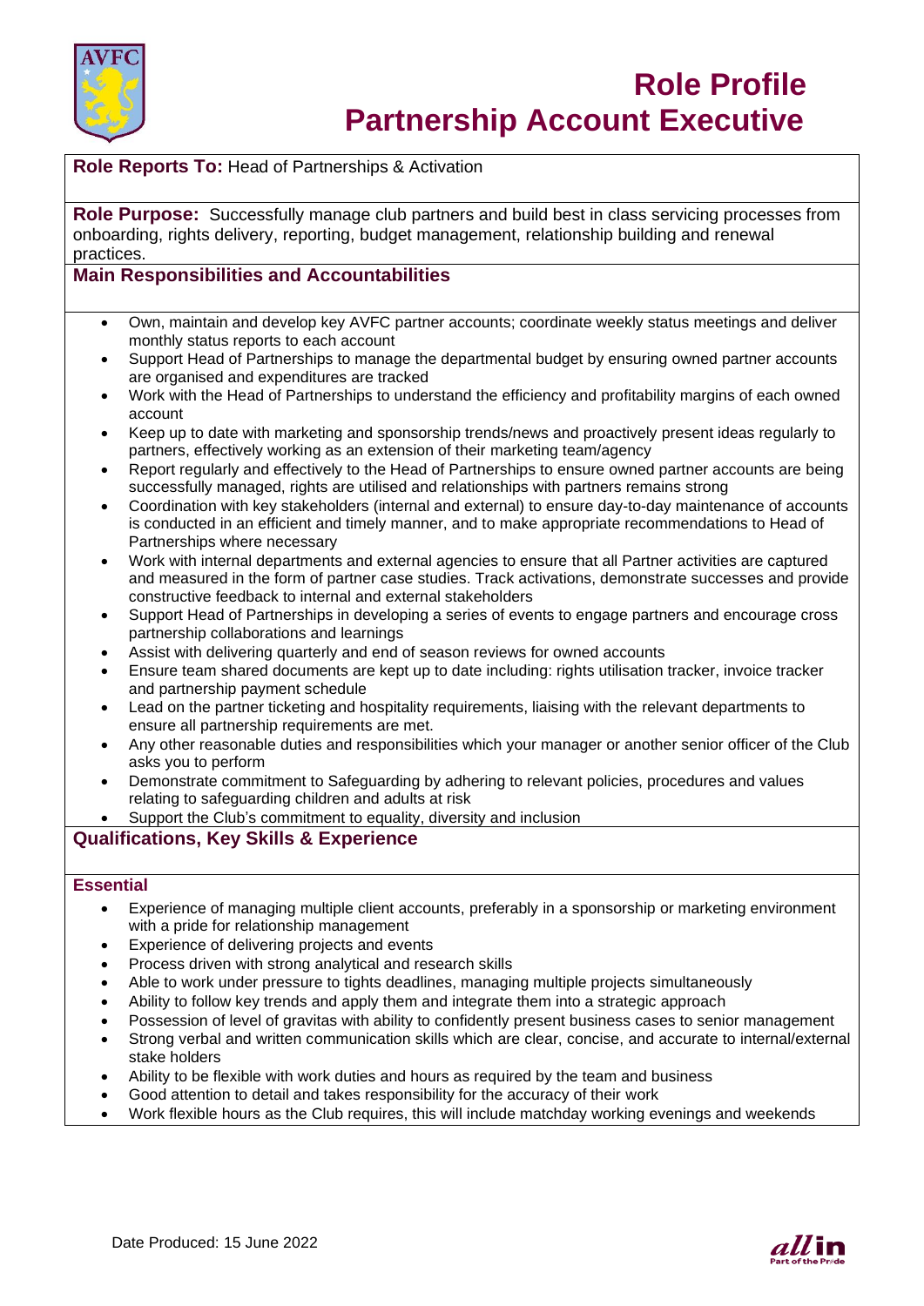# Role Profile
# Partnership Account Executive

**Role Reports To:** Head of Partnerships & Activation

**Role Purpose:** Successfully manage club partners and build best in class servicing processes from onboarding, rights delivery, reporting, budget management, relationship building and renewal practices.

## Main Responsibilities and Accountabilities

- Own, maintain and develop key AVFC partner accounts; coordinate weekly status meetings and deliver monthly status reports to each account
- Support Head of Partnerships to manage the departmental budget by ensuring owned partner accounts are organised and expenditures are tracked
- Work with the Head of Partnerships to understand the efficiency and profitability margins of each owned account
- Keep up to date with marketing and sponsorship trends/news and proactively present ideas regularly to partners, effectively working as an extension of their marketing team/agency
- Report regularly and effectively to the Head of Partnerships to ensure owned partner accounts are being successfully managed, rights are utilised and relationships with partners remains strong
- Coordination with key stakeholders (internal and external) to ensure day-to-day maintenance of accounts is conducted in an efficient and timely manner, and to make appropriate recommendations to Head of Partnerships where necessary
- Work with internal departments and external agencies to ensure that all Partner activities are captured and measured in the form of partner case studies. Track activations, demonstrate successes and provide constructive feedback to internal and external stakeholders
- Support Head of Partnerships in developing a series of events to engage partners and encourage cross partnership collaborations and learnings
- Assist with delivering quarterly and end of season reviews for owned accounts
- Ensure team shared documents are kept up to date including: rights utilisation tracker, invoice tracker and partnership payment schedule
- Lead on the partner ticketing and hospitality requirements, liaising with the relevant departments to ensure all partnership requirements are met.
- Any other reasonable duties and responsibilities which your manager or another senior officer of the Club asks you to perform
- Demonstrate commitment to Safeguarding by adhering to relevant policies, procedures and values relating to safeguarding children and adults at risk
- Support the Club's commitment to equality, diversity and inclusion

## Qualifications, Key Skills & Experience

### Essential

- Experience of managing multiple client accounts, preferably in a sponsorship or marketing environment with a pride for relationship management
- Experience of delivering projects and events
- Process driven with strong analytical and research skills
- Able to work under pressure to tights deadlines, managing multiple projects simultaneously
- Ability to follow key trends and apply them and integrate them into a strategic approach
- Possession of level of gravitas with ability to confidently present business cases to senior management
- Strong verbal and written communication skills which are clear, concise, and accurate to internal/external stake holders
- Ability to be flexible with work duties and hours as required by the team and business
- Good attention to detail and takes responsibility for the accuracy of their work
- Work flexible hours as the Club requires, this will include matchday working evenings and weekends

Date Produced: 15 June 2022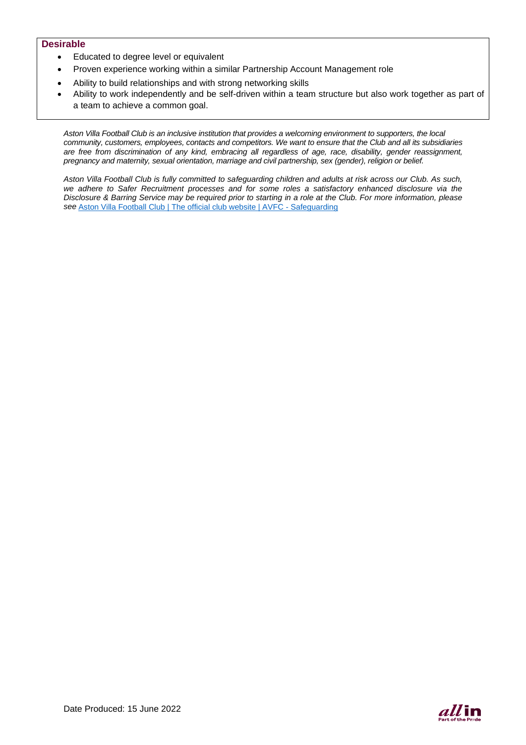### Desirable

- Educated to degree level or equivalent
- Proven experience working within a similar Partnership Account Management role
- Ability to build relationships and with strong networking skills
- Ability to work independently and be self-driven within a team structure but also work together as part of a team to achieve a common goal.

*Aston Villa Football Club is an inclusive institution that provides a welcoming environment to supporters, the local community, customers, employees, contacts and competitors. We want to ensure that the Club and all its subsidiaries are free from discrimination of any kind, embracing all regardless of age, race, disability, gender reassignment, pregnancy and maternity, sexual orientation, marriage and civil partnership, sex (gender), religion or belief.*

*Aston Villa Football Club is fully committed to safeguarding children and adults at risk across our Club. As such, we adhere to Safer Recruitment processes and for some roles a satisfactory enhanced disclosure via the Disclosure & Barring Service may be required prior to starting in a role at the Club. For more information, please see* Aston Villa Football Club | The official club website | AVFC - Safeguarding

Date Produced: 15 June 2022